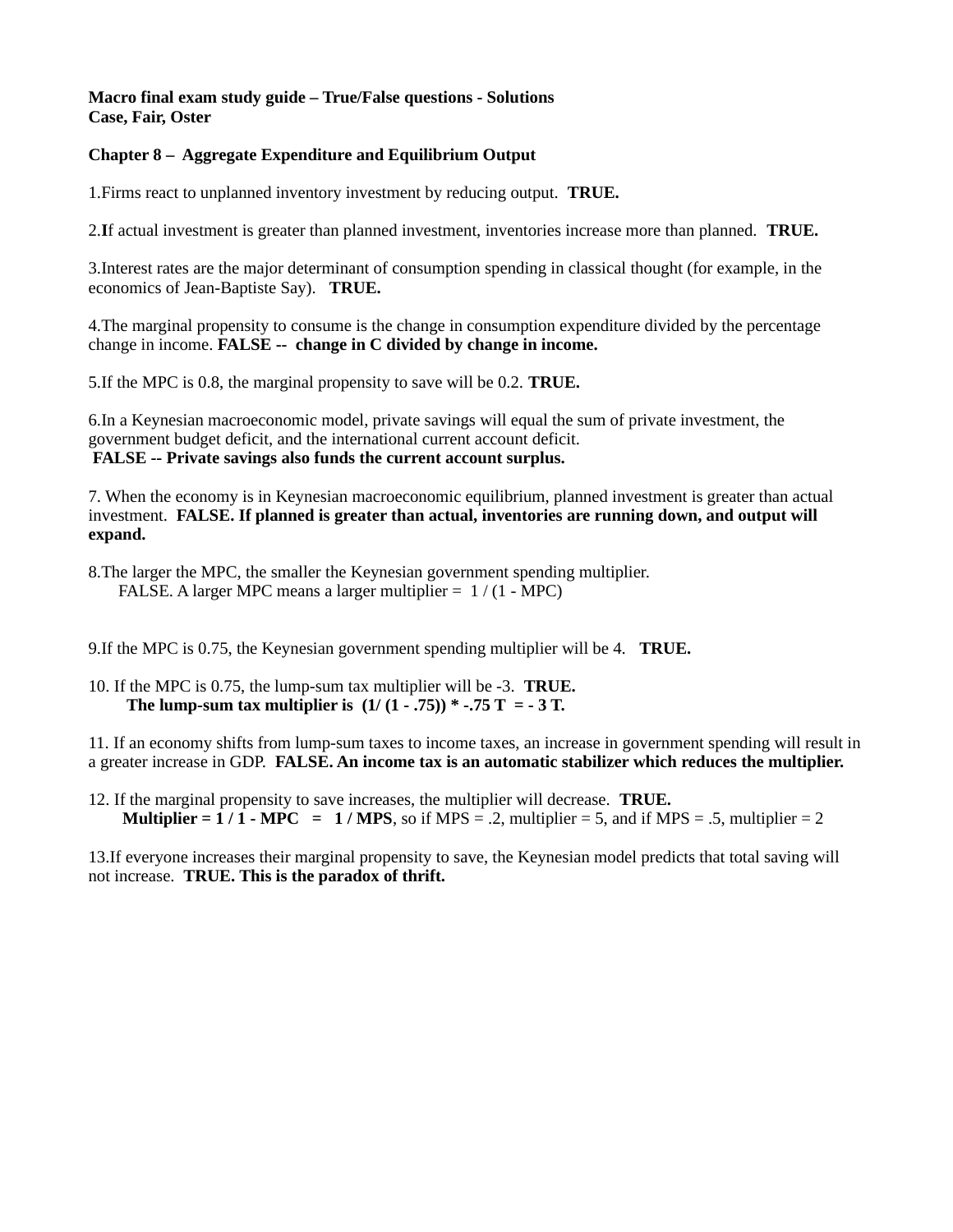**Macro final exam study guide – True/False questions - Solutions**
**Case, Fair, Oster**

**Chapter 8 – Aggregate Expenditure and Equilibrium Output**

1.Firms react to unplanned inventory investment by reducing output. **TRUE.**

2.**I**f actual investment is greater than planned investment, inventories increase more than planned. **TRUE.**

3.Interest rates are the major determinant of consumption spending in classical thought (for example, in the economics of Jean-Baptiste Say). **TRUE.**

4.The marginal propensity to consume is the change in consumption expenditure divided by the percentage change in income. **FALSE -- change in C divided by change in income.**

5.If the MPC is 0.8, the marginal propensity to save will be 0.2. **TRUE.**

6.In a Keynesian macroeconomic model, private savings will equal the sum of private investment, the government budget deficit, and the international current account deficit.
**FALSE -- Private savings also funds the current account surplus.**

7. When the economy is in Keynesian macroeconomic equilibrium, planned investment is greater than actual investment. **FALSE. If planned is greater than actual, inventories are running down, and output will expand.**

8.The larger the MPC, the smaller the Keynesian government spending multiplier.
FALSE. A larger MPC means a larger multiplier = $1 / (1 - MPC)$

9.If the MPC is 0.75, the Keynesian government spending multiplier will be 4. **TRUE.**

10. If the MPC is 0.75, the lump-sum tax multiplier will be -3. **TRUE.**
**The lump-sum tax multiplier is $(1/ (1 - .75)) * -.75\ T = -3\ T$.**

11. If an economy shifts from lump-sum taxes to income taxes, an increase in government spending will result in a greater increase in GDP. **FALSE. An income tax is an automatic stabilizer which reduces the multiplier.**

12. If the marginal propensity to save increases, the multiplier will decrease. **TRUE.**
**Multiplier = $1 / 1 - MPC = 1 / MPS$**, so if MPS = .2, multiplier = 5, and if MPS = .5, multiplier = 2

13.If everyone increases their marginal propensity to save, the Keynesian model predicts that total saving will not increase. **TRUE. This is the paradox of thrift.**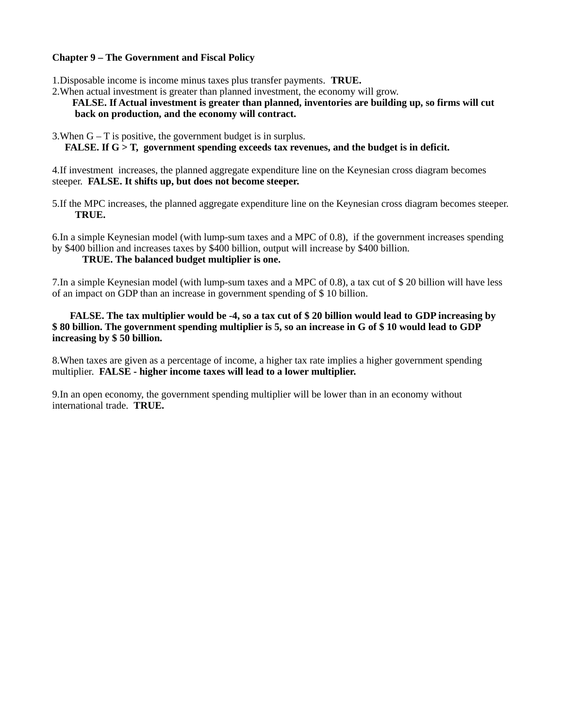**Chapter 9 – The Government and Fiscal Policy**

1. Disposable income is income minus taxes plus transfer payments. **TRUE.**
2. When actual investment is greater than planned investment, the economy will grow.
   **FALSE. If Actual investment is greater than planned, inventories are building up, so firms will cut back on production, and the economy will contract.**

3. When G – T is positive, the government budget is in surplus.
   **FALSE. If G > T, government spending exceeds tax revenues, and the budget is in deficit.**

4. If investment increases, the planned aggregate expenditure line on the Keynesian cross diagram becomes steeper. **FALSE. It shifts up, but does not become steeper.**

5. If the MPC increases, the planned aggregate expenditure line on the Keynesian cross diagram becomes steeper.
   **TRUE.**

6. In a simple Keynesian model (with lump-sum taxes and a MPC of 0.8), if the government increases spending by $400 billion and increases taxes by $400 billion, output will increase by $400 billion.
   **TRUE. The balanced budget multiplier is one.**

7. In a simple Keynesian model (with lump-sum taxes and a MPC of 0.8), a tax cut of $ 20 billion will have less of an impact on GDP than an increase in government spending of $ 10 billion.

   **FALSE. The tax multiplier would be -4, so a tax cut of $ 20 billion would lead to GDP increasing by $ 80 billion. The government spending multiplier is 5, so an increase in G of $ 10 would lead to GDP increasing by $ 50 billion.**

8. When taxes are given as a percentage of income, a higher tax rate implies a higher government spending multiplier. **FALSE - higher income taxes will lead to a lower multiplier.**

9. In an open economy, the government spending multiplier will be lower than in an economy without international trade. **TRUE.**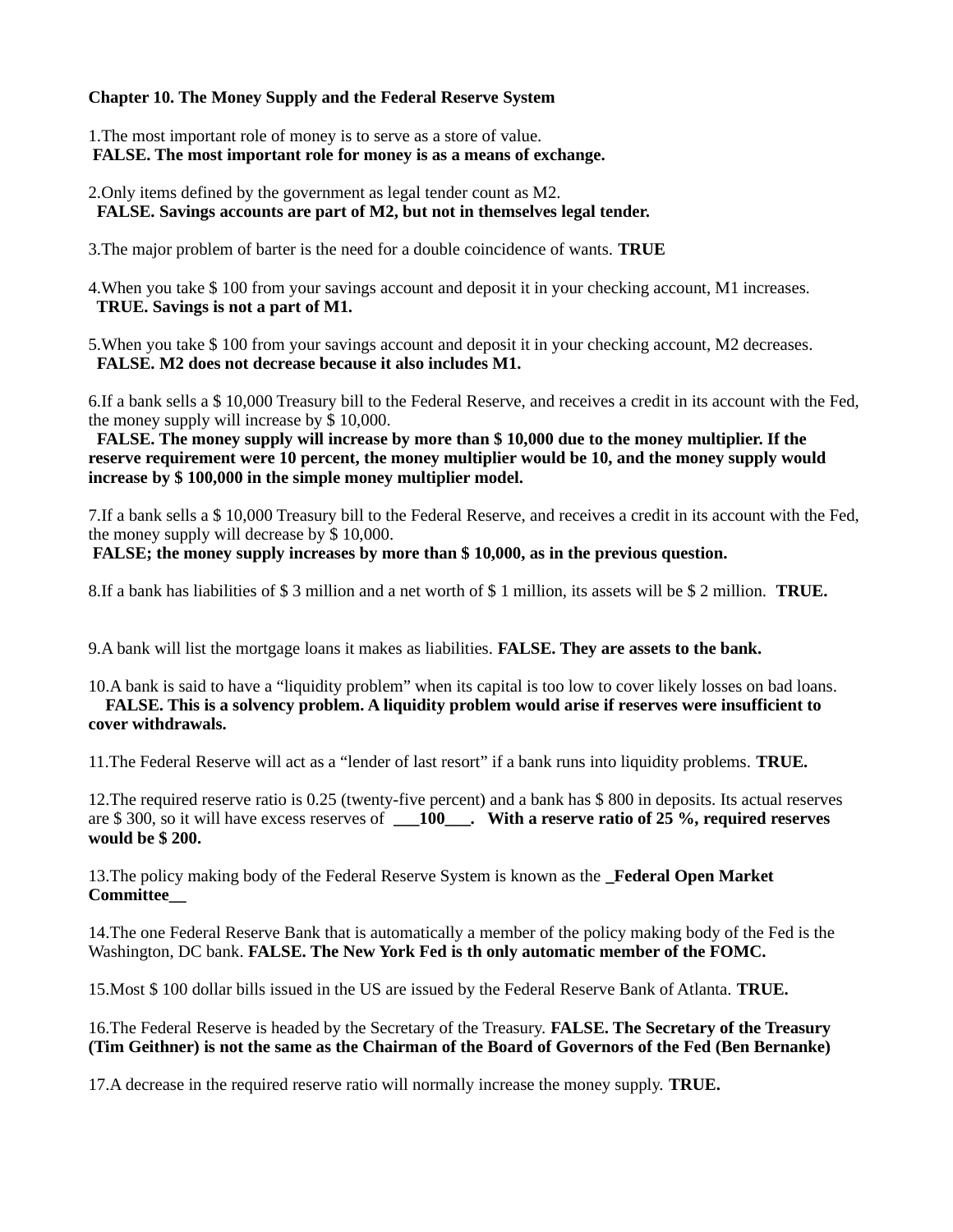**Chapter 10. The Money Supply and the Federal Reserve System**

1.The most important role of money is to serve as a store of value.
**FALSE. The most important role for money is as a means of exchange.**

2.Only items defined by the government as legal tender count as M2.
**FALSE. Savings accounts are part of M2, but not in themselves legal tender.**

3.The major problem of barter is the need for a double coincidence of wants. **TRUE**

4.When you take $ 100 from your savings account and deposit it in your checking account, M1 increases.
**TRUE. Savings is not a part of M1.**

5.When you take $ 100 from your savings account and deposit it in your checking account, M2 decreases.
**FALSE. M2 does not decrease because it also includes M1.**

6.If a bank sells a $ 10,000 Treasury bill to the Federal Reserve, and receives a credit in its account with the Fed, the money supply will increase by $ 10,000.
**FALSE. The money supply will increase by more than $ 10,000 due to the money multiplier. If the reserve requirement were 10 percent, the money multiplier would be 10, and the money supply would increase by $ 100,000 in the simple money multiplier model.**

7.If a bank sells a $ 10,000 Treasury bill to the Federal Reserve, and receives a credit in its account with the Fed, the money supply will decrease by $ 10,000.
**FALSE; the money supply increases by more than $ 10,000, as in the previous question.**

8.If a bank has liabilities of $ 3 million and a net worth of $ 1 million, its assets will be $ 2 million. **TRUE.**

9.A bank will list the mortgage loans it makes as liabilities. **FALSE. They are assets to the bank.**

10.A bank is said to have a "liquidity problem" when its capital is too low to cover likely losses on bad loans.
**FALSE. This is a solvency problem. A liquidity problem would arise if reserves were insufficient to cover withdrawals.**

11.The Federal Reserve will act as a "lender of last resort" if a bank runs into liquidity problems. **TRUE.**

12.The required reserve ratio is 0.25 (twenty-five percent) and a bank has $ 800 in deposits. Its actual reserves are $ 300, so it will have excess reserves of **___100___. With a reserve ratio of 25 %, required reserves would be $ 200.**

13.The policy making body of the Federal Reserve System is known as the **_Federal Open Market Committee__**

14.The one Federal Reserve Bank that is automatically a member of the policy making body of the Fed is the Washington, DC bank. **FALSE. The New York Fed is th only automatic member of the FOMC.**

15.Most $ 100 dollar bills issued in the US are issued by the Federal Reserve Bank of Atlanta. **TRUE.**

16.The Federal Reserve is headed by the Secretary of the Treasury. **FALSE. The Secretary of the Treasury (Tim Geithner) is not the same as the Chairman of the Board of Governors of the Fed (Ben Bernanke)**

17.A decrease in the required reserve ratio will normally increase the money supply. **TRUE.**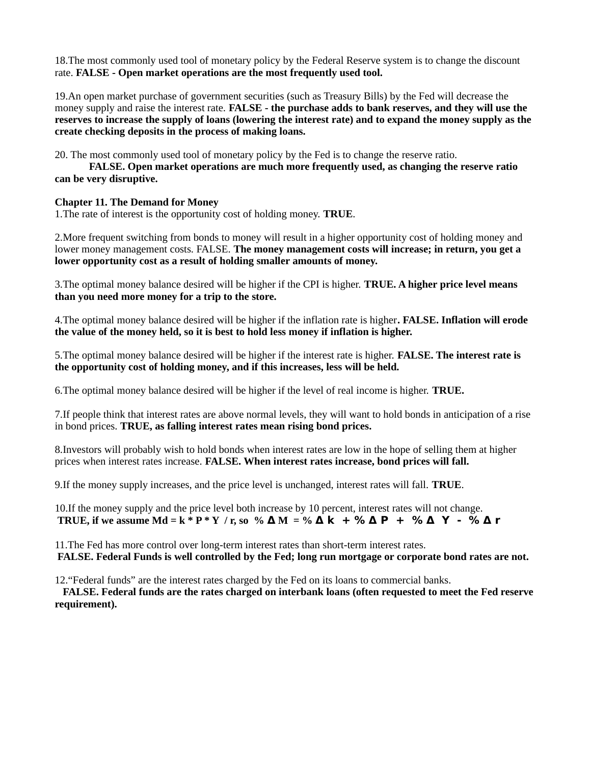18.The most commonly used tool of monetary policy by the Federal Reserve system is to change the discount rate. **FALSE - Open market operations are the most frequently used tool.**

19.An open market purchase of government securities (such as Treasury Bills) by the Fed will decrease the money supply and raise the interest rate. **FALSE - the purchase adds to bank reserves, and they will use the reserves to increase the supply of loans (lowering the interest rate) and to expand the money supply as the create checking deposits in the process of making loans.**

20. The most commonly used tool of monetary policy by the Fed is to change the reserve ratio.
**FALSE. Open market operations are much more frequently used, as changing the reserve ratio can be very disruptive.**

**Chapter 11. The Demand for Money**

1.The rate of interest is the opportunity cost of holding money. **TRUE**.

2.More frequent switching from bonds to money will result in a higher opportunity cost of holding money and lower money management costs. FALSE. **The money management costs will increase; in return, you get a lower opportunity cost as a result of holding smaller amounts of money.**

3.The optimal money balance desired will be higher if the CPI is higher. **TRUE. A higher price level means than you need more money for a trip to the store.**

4.The optimal money balance desired will be higher if the inflation rate is higher**. FALSE. Inflation will erode the value of the money held, so it is best to hold less money if inflation is higher.**

5.The optimal money balance desired will be higher if the interest rate is higher. **FALSE. The interest rate is the opportunity cost of holding money, and if this increases, less will be held.**

6.The optimal money balance desired will be higher if the level of real income is higher. **TRUE.**

7.If people think that interest rates are above normal levels, they will want to hold bonds in anticipation of a rise in bond prices. **TRUE, as falling interest rates mean rising bond prices.**

8.Investors will probably wish to hold bonds when interest rates are low in the hope of selling them at higher prices when interest rates increase. **FALSE. When interest rates increase, bond prices will fall.**

9.If the money supply increases, and the price level is unchanged, interest rates will fall. **TRUE**.

10.If the money supply and the price level both increase by 10 percent, interest rates will not change.
**TRUE, if we assume** $Md = k * P * Y / r$, **so** $\% \Delta M = \% \Delta k + \% \Delta P + \% \Delta Y - \% \Delta r$

11.The Fed has more control over long-term interest rates than short-term interest rates.
**FALSE. Federal Funds is well controlled by the Fed; long run mortgage or corporate bond rates are not.**

12."Federal funds" are the interest rates charged by the Fed on its loans to commercial banks.
**FALSE. Federal funds are the rates charged on interbank loans (often requested to meet the Fed reserve requirement).**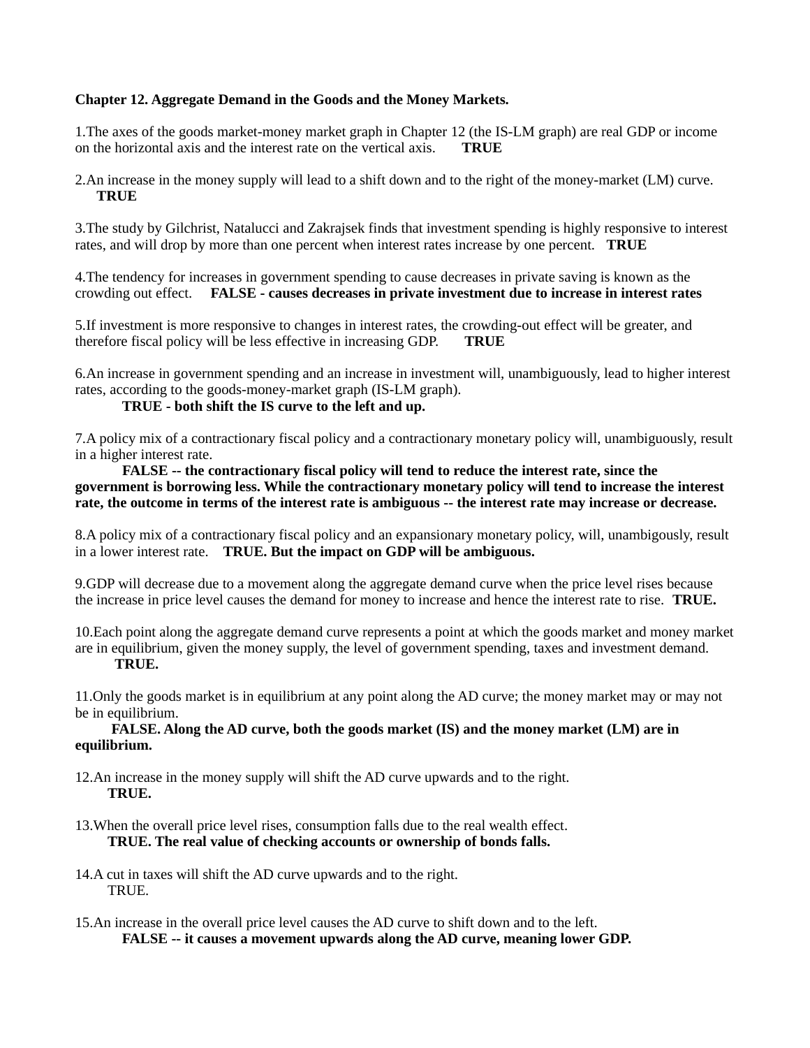**Chapter 12. Aggregate Demand in the Goods and the Money Markets.**

1.The axes of the goods market-money market graph in Chapter 12 (the IS-LM graph) are real GDP or income on the horizontal axis and the interest rate on the vertical axis. **TRUE**

2.An increase in the money supply will lead to a shift down and to the right of the money-market (LM) curve. **TRUE**

3.The study by Gilchrist, Natalucci and Zakrajsek finds that investment spending is highly responsive to interest rates, and will drop by more than one percent when interest rates increase by one percent. **TRUE**

4.The tendency for increases in government spending to cause decreases in private saving is known as the crowding out effect. **FALSE - causes decreases in private investment due to increase in interest rates**

5.If investment is more responsive to changes in interest rates, the crowding-out effect will be greater, and therefore fiscal policy will be less effective in increasing GDP. **TRUE**

6.An increase in government spending and an increase in investment will, unambiguously, lead to higher interest rates, according to the goods-money-market graph (IS-LM graph).
**TRUE - both shift the IS curve to the left and up.**

7.A policy mix of a contractionary fiscal policy and a contractionary monetary policy will, unambiguously, result in a higher interest rate.
**FALSE -- the contractionary fiscal policy will tend to reduce the interest rate, since the government is borrowing less. While the contractionary monetary policy will tend to increase the interest rate, the outcome in terms of the interest rate is ambiguous -- the interest rate may increase or decrease.**

8.A policy mix of a contractionary fiscal policy and an expansionary monetary policy, will, unambigously, result in a lower interest rate. **TRUE. But the impact on GDP will be ambiguous.**

9.GDP will decrease due to a movement along the aggregate demand curve when the price level rises because the increase in price level causes the demand for money to increase and hence the interest rate to rise. **TRUE.**

10.Each point along the aggregate demand curve represents a point at which the goods market and money market are in equilibrium, given the money supply, the level of government spending, taxes and investment demand.
**TRUE.**

11.Only the goods market is in equilibrium at any point along the AD curve; the money market may or may not be in equilibrium.
**FALSE. Along the AD curve, both the goods market (IS) and the money market (LM) are in equilibrium.**

12.An increase in the money supply will shift the AD curve upwards and to the right.
**TRUE.**

13.When the overall price level rises, consumption falls due to the real wealth effect.
**TRUE. The real value of checking accounts or ownership of bonds falls.**

14.A cut in taxes will shift the AD curve upwards and to the right.
TRUE.

15.An increase in the overall price level causes the AD curve to shift down and to the left.
**FALSE -- it causes a movement upwards along the AD curve, meaning lower GDP.**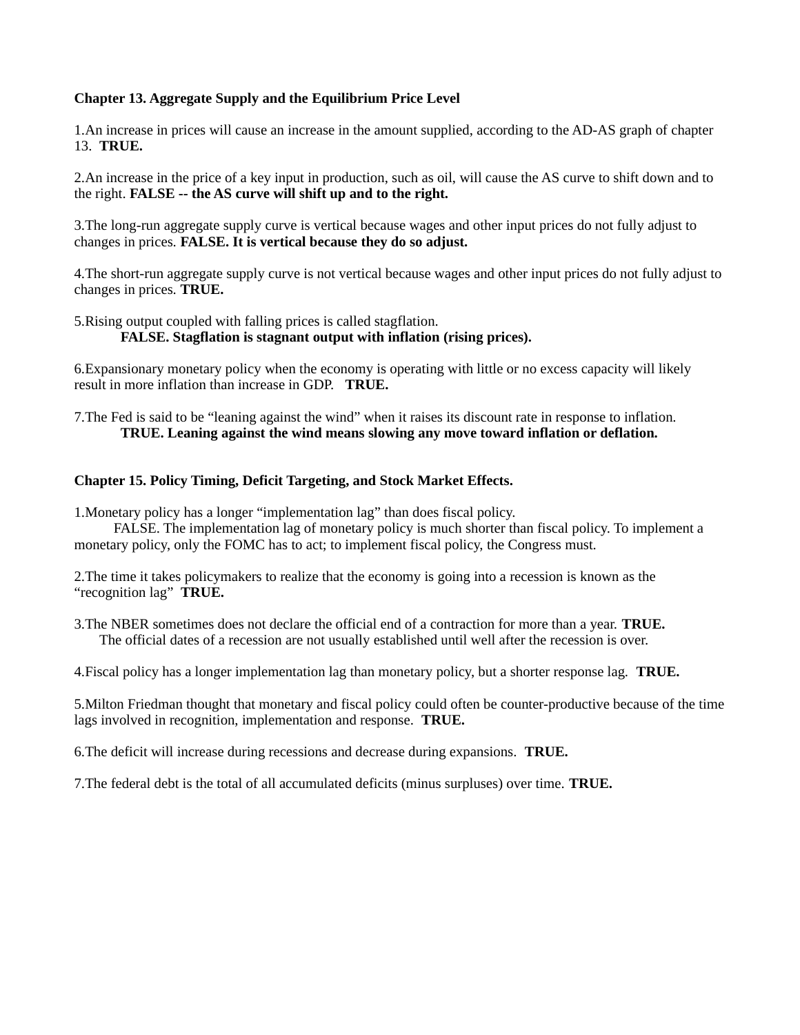**Chapter 13. Aggregate Supply and the Equilibrium Price Level**

1.An increase in prices will cause an increase in the amount supplied, according to the AD-AS graph of chapter 13. **TRUE.**

2.An increase in the price of a key input in production, such as oil, will cause the AS curve to shift down and to the right. **FALSE -- the AS curve will shift up and to the right.**

3.The long-run aggregate supply curve is vertical because wages and other input prices do not fully adjust to changes in prices. **FALSE. It is vertical because they do so adjust.**

4.The short-run aggregate supply curve is not vertical because wages and other input prices do not fully adjust to changes in prices. **TRUE.**

5.Rising output coupled with falling prices is called stagflation.
**FALSE. Stagflation is stagnant output with inflation (rising prices).**

6.Expansionary monetary policy when the economy is operating with little or no excess capacity will likely result in more inflation than increase in GDP. **TRUE.**

7.The Fed is said to be "leaning against the wind" when it raises its discount rate in response to inflation.
**TRUE. Leaning against the wind means slowing any move toward inflation or deflation.**

**Chapter 15. Policy Timing, Deficit Targeting, and Stock Market Effects.**

1.Monetary policy has a longer "implementation lag" than does fiscal policy.
FALSE. The implementation lag of monetary policy is much shorter than fiscal policy. To implement a monetary policy, only the FOMC has to act; to implement fiscal policy, the Congress must.

2.The time it takes policymakers to realize that the economy is going into a recession is known as the "recognition lag" **TRUE.**

3.The NBER sometimes does not declare the official end of a contraction for more than a year. **TRUE.**
The official dates of a recession are not usually established until well after the recession is over.

4.Fiscal policy has a longer implementation lag than monetary policy, but a shorter response lag. **TRUE.**

5.Milton Friedman thought that monetary and fiscal policy could often be counter-productive because of the time lags involved in recognition, implementation and response. **TRUE.**

6.The deficit will increase during recessions and decrease during expansions. **TRUE.**

7.The federal debt is the total of all accumulated deficits (minus surpluses) over time. **TRUE.**